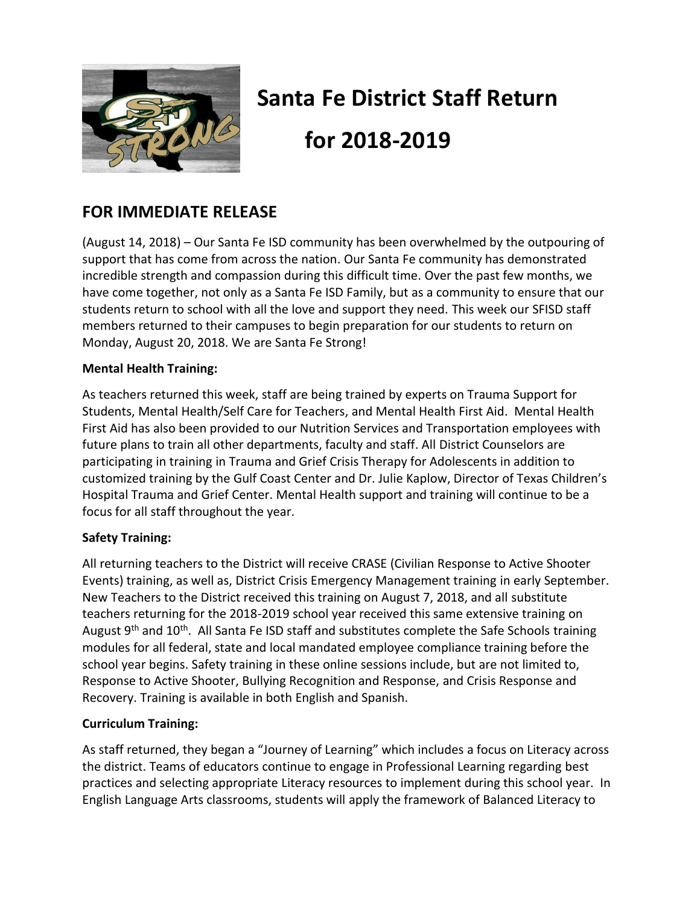# Santa Fe District Staff Return for 2018-2019

## FOR IMMEDIATE RELEASE

(August 14, 2018) – Our Santa Fe ISD community has been overwhelmed by the outpouring of support that has come from across the nation. Our Santa Fe community has demonstrated incredible strength and compassion during this difficult time. Over the past few months, we have come together, not only as a Santa Fe ISD Family, but as a community to ensure that our students return to school with all the love and support they need. This week our SFISD staff members returned to their campuses to begin preparation for our students to return on Monday, August 20, 2018. We are Santa Fe Strong!

**Mental Health Training:**

As teachers returned this week, staff are being trained by experts on Trauma Support for Students, Mental Health/Self Care for Teachers, and Mental Health First Aid. Mental Health First Aid has also been provided to our Nutrition Services and Transportation employees with future plans to train all other departments, faculty and staff. All District Counselors are participating in training in Trauma and Grief Crisis Therapy for Adolescents in addition to customized training by the Gulf Coast Center and Dr. Julie Kaplow, Director of Texas Children's Hospital Trauma and Grief Center. Mental Health support and training will continue to be a focus for all staff throughout the year.

**Safety Training:**

All returning teachers to the District will receive CRASE (Civilian Response to Active Shooter Events) training, as well as, District Crisis Emergency Management training in early September. New Teachers to the District received this training on August 7, 2018, and all substitute teachers returning for the 2018-2019 school year received this same extensive training on August 9th and 10th. All Santa Fe ISD staff and substitutes complete the Safe Schools training modules for all federal, state and local mandated employee compliance training before the school year begins. Safety training in these online sessions include, but are not limited to, Response to Active Shooter, Bullying Recognition and Response, and Crisis Response and Recovery. Training is available in both English and Spanish.

**Curriculum Training:**

As staff returned, they began a "Journey of Learning" which includes a focus on Literacy across the district. Teams of educators continue to engage in Professional Learning regarding best practices and selecting appropriate Literacy resources to implement during this school year. In English Language Arts classrooms, students will apply the framework of Balanced Literacy to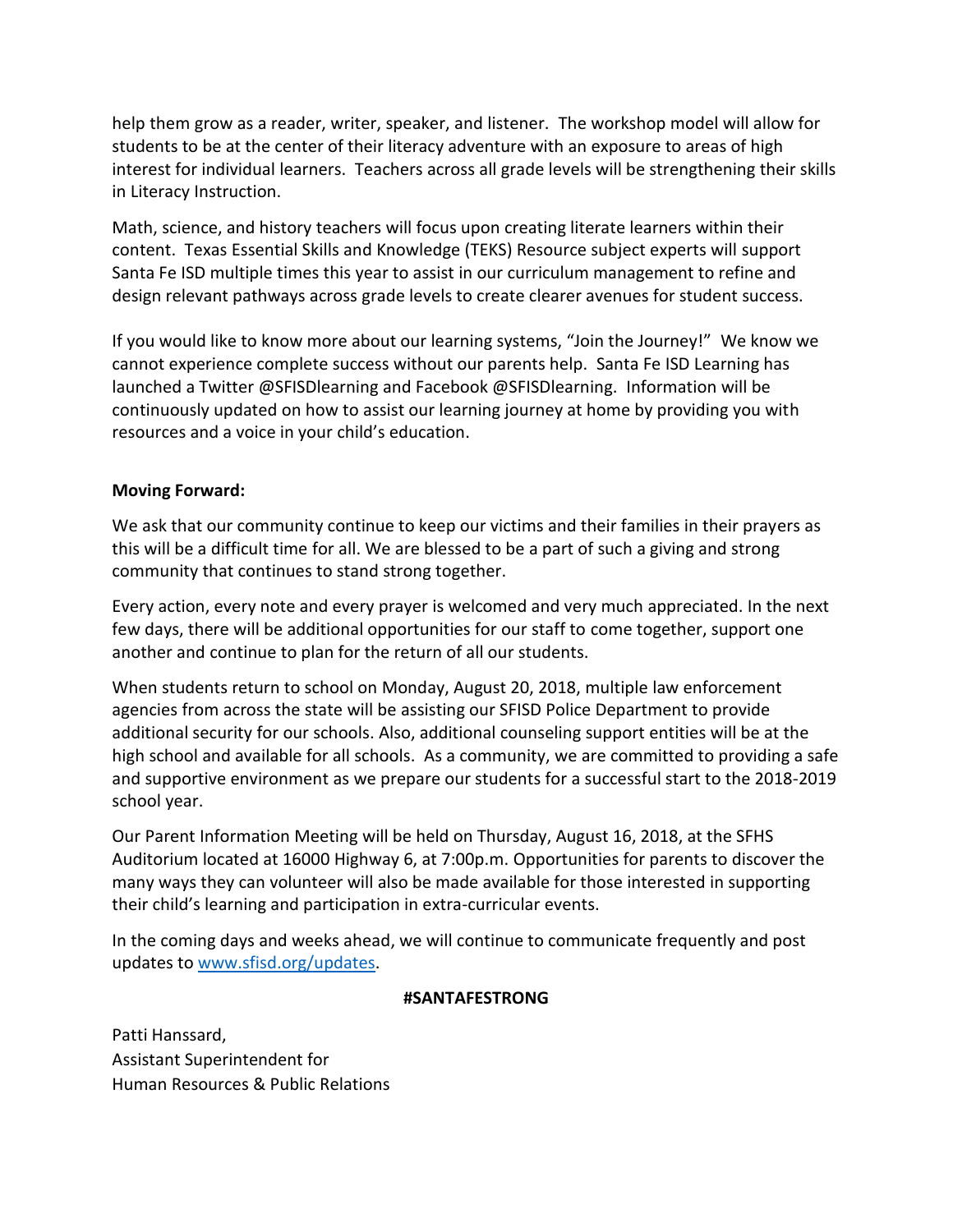help them grow as a reader, writer, speaker, and listener. The workshop model will allow for students to be at the center of their literacy adventure with an exposure to areas of high interest for individual learners. Teachers across all grade levels will be strengthening their skills in Literacy Instruction.

Math, science, and history teachers will focus upon creating literate learners within their content. Texas Essential Skills and Knowledge (TEKS) Resource subject experts will support Santa Fe ISD multiple times this year to assist in our curriculum management to refine and design relevant pathways across grade levels to create clearer avenues for student success.

If you would like to know more about our learning systems, "Join the Journey!" We know we cannot experience complete success without our parents help. Santa Fe ISD Learning has launched a Twitter @SFISDlearning and Facebook @SFISDlearning. Information will be continuously updated on how to assist our learning journey at home by providing you with resources and a voice in your child's education.

**Moving Forward:**

We ask that our community continue to keep our victims and their families in their prayers as this will be a difficult time for all. We are blessed to be a part of such a giving and strong community that continues to stand strong together.

Every action, every note and every prayer is welcomed and very much appreciated. In the next few days, there will be additional opportunities for our staff to come together, support one another and continue to plan for the return of all our students.

When students return to school on Monday, August 20, 2018, multiple law enforcement agencies from across the state will be assisting our SFISD Police Department to provide additional security for our schools. Also, additional counseling support entities will be at the high school and available for all schools. As a community, we are committed to providing a safe and supportive environment as we prepare our students for a successful start to the 2018-2019 school year.

Our Parent Information Meeting will be held on Thursday, August 16, 2018, at the SFHS Auditorium located at 16000 Highway 6, at 7:00p.m. Opportunities for parents to discover the many ways they can volunteer will also be made available for those interested in supporting their child's learning and participation in extra-curricular events.

In the coming days and weeks ahead, we will continue to communicate frequently and post updates to [www.sfisd.org/updates](http://www.sfisd.org/updates).

**#SANTAFESTRONG**

Patti Hanssard,
Assistant Superintendent for
Human Resources & Public Relations